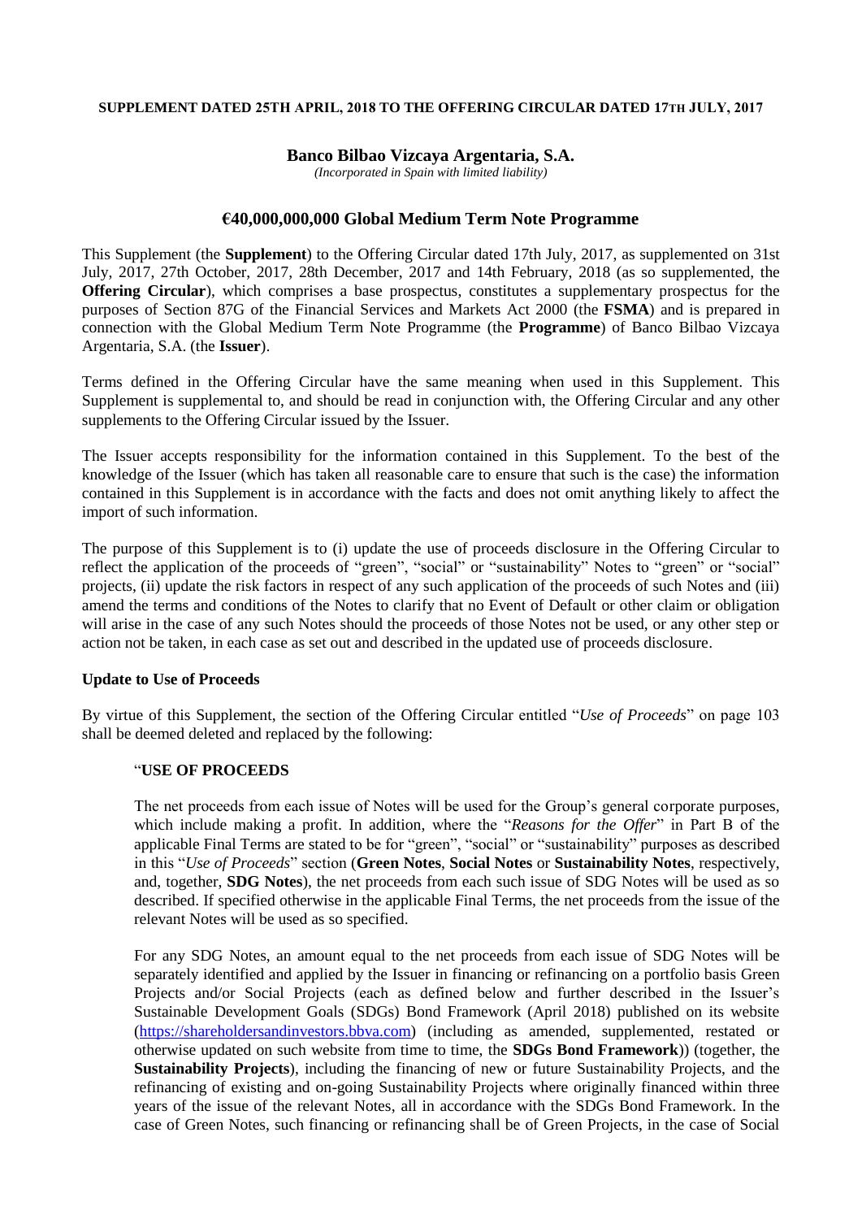**SUPPLEMENT DATED 25TH APRIL, 2018 TO THE OFFERING CIRCULAR DATED 17TH JULY, 2017**

**Banco Bilbao Vizcaya Argentaria, S.A.**

*(Incorporated in Spain with limited liability)*

## €40,000,000,000 Global Medium Term Note Programme

This Supplement (the **Supplement**) to the Offering Circular dated 17th July, 2017, as supplemented on 31st July, 2017, 27th October, 2017, 28th December, 2017 and 14th February, 2018 (as so supplemented, the **Offering Circular**), which comprises a base prospectus, constitutes a supplementary prospectus for the purposes of Section 87G of the Financial Services and Markets Act 2000 (the **FSMA**) and is prepared in connection with the Global Medium Term Note Programme (the **Programme**) of Banco Bilbao Vizcaya Argentaria, S.A. (the **Issuer**).

Terms defined in the Offering Circular have the same meaning when used in this Supplement. This Supplement is supplemental to, and should be read in conjunction with, the Offering Circular and any other supplements to the Offering Circular issued by the Issuer.

The Issuer accepts responsibility for the information contained in this Supplement. To the best of the knowledge of the Issuer (which has taken all reasonable care to ensure that such is the case) the information contained in this Supplement is in accordance with the facts and does not omit anything likely to affect the import of such information.

The purpose of this Supplement is to (i) update the use of proceeds disclosure in the Offering Circular to reflect the application of the proceeds of "green", "social" or "sustainability" Notes to "green" or "social" projects, (ii) update the risk factors in respect of any such application of the proceeds of such Notes and (iii) amend the terms and conditions of the Notes to clarify that no Event of Default or other claim or obligation will arise in the case of any such Notes should the proceeds of those Notes not be used, or any other step or action not be taken, in each case as set out and described in the updated use of proceeds disclosure.

**Update to Use of Proceeds**

By virtue of this Supplement, the section of the Offering Circular entitled "*Use of Proceeds*" on page 103 shall be deemed deleted and replaced by the following:

"**USE OF PROCEEDS**

The net proceeds from each issue of Notes will be used for the Group's general corporate purposes, which include making a profit. In addition, where the "*Reasons for the Offer*" in Part B of the applicable Final Terms are stated to be for "green", "social" or "sustainability" purposes as described in this "*Use of Proceeds*" section (**Green Notes**, **Social Notes** or **Sustainability Notes**, respectively, and, together, **SDG Notes**), the net proceeds from each such issue of SDG Notes will be used as so described. If specified otherwise in the applicable Final Terms, the net proceeds from the issue of the relevant Notes will be used as so specified.

For any SDG Notes, an amount equal to the net proceeds from each issue of SDG Notes will be separately identified and applied by the Issuer in financing or refinancing on a portfolio basis Green Projects and/or Social Projects (each as defined below and further described in the Issuer's Sustainable Development Goals (SDGs) Bond Framework (April 2018) published on its website (https://shareholdersandinvestors.bbva.com) (including as amended, supplemented, restated or otherwise updated on such website from time to time, the **SDGs Bond Framework**)) (together, the **Sustainability Projects**), including the financing of new or future Sustainability Projects, and the refinancing of existing and on-going Sustainability Projects where originally financed within three years of the issue of the relevant Notes, all in accordance with the SDGs Bond Framework. In the case of Green Notes, such financing or refinancing shall be of Green Projects, in the case of Social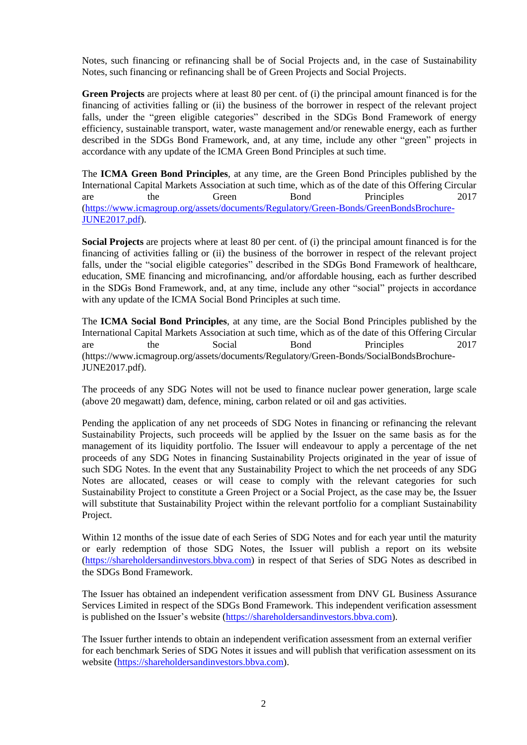Notes, such financing or refinancing shall be of Social Projects and, in the case of Sustainability Notes, such financing or refinancing shall be of Green Projects and Social Projects.

**Green Projects** are projects where at least 80 per cent. of (i) the principal amount financed is for the financing of activities falling or (ii) the business of the borrower in respect of the relevant project falls, under the "green eligible categories" described in the SDGs Bond Framework of energy efficiency, sustainable transport, water, waste management and/or renewable energy, each as further described in the SDGs Bond Framework, and, at any time, include any other "green" projects in accordance with any update of the ICMA Green Bond Principles at such time.

The **ICMA Green Bond Principles**, at any time, are the Green Bond Principles published by the International Capital Markets Association at such time, which as of the date of this Offering Circular are the Green Bond Principles 2017 (https://www.icmagroup.org/assets/documents/Regulatory/Green-Bonds/GreenBondsBrochure-JUNE2017.pdf).

**Social Projects** are projects where at least 80 per cent. of (i) the principal amount financed is for the financing of activities falling or (ii) the business of the borrower in respect of the relevant project falls, under the "social eligible categories" described in the SDGs Bond Framework of healthcare, education, SME financing and microfinancing, and/or affordable housing, each as further described in the SDGs Bond Framework, and, at any time, include any other "social" projects in accordance with any update of the ICMA Social Bond Principles at such time.

The **ICMA Social Bond Principles**, at any time, are the Social Bond Principles published by the International Capital Markets Association at such time, which as of the date of this Offering Circular are the Social Bond Principles 2017 (https://www.icmagroup.org/assets/documents/Regulatory/Green-Bonds/SocialBondsBrochure-JUNE2017.pdf).

The proceeds of any SDG Notes will not be used to finance nuclear power generation, large scale (above 20 megawatt) dam, defence, mining, carbon related or oil and gas activities.

Pending the application of any net proceeds of SDG Notes in financing or refinancing the relevant Sustainability Projects, such proceeds will be applied by the Issuer on the same basis as for the management of its liquidity portfolio. The Issuer will endeavour to apply a percentage of the net proceeds of any SDG Notes in financing Sustainability Projects originated in the year of issue of such SDG Notes. In the event that any Sustainability Project to which the net proceeds of any SDG Notes are allocated, ceases or will cease to comply with the relevant categories for such Sustainability Project to constitute a Green Project or a Social Project, as the case may be, the Issuer will substitute that Sustainability Project within the relevant portfolio for a compliant Sustainability Project.

Within 12 months of the issue date of each Series of SDG Notes and for each year until the maturity or early redemption of those SDG Notes, the Issuer will publish a report on its website (https://shareholdersandinvestors.bbva.com) in respect of that Series of SDG Notes as described in the SDGs Bond Framework.

The Issuer has obtained an independent verification assessment from DNV GL Business Assurance Services Limited in respect of the SDGs Bond Framework. This independent verification assessment is published on the Issuer's website (https://shareholdersandinvestors.bbva.com).

The Issuer further intends to obtain an independent verification assessment from an external verifier for each benchmark Series of SDG Notes it issues and will publish that verification assessment on its website (https://shareholdersandinvestors.bbva.com).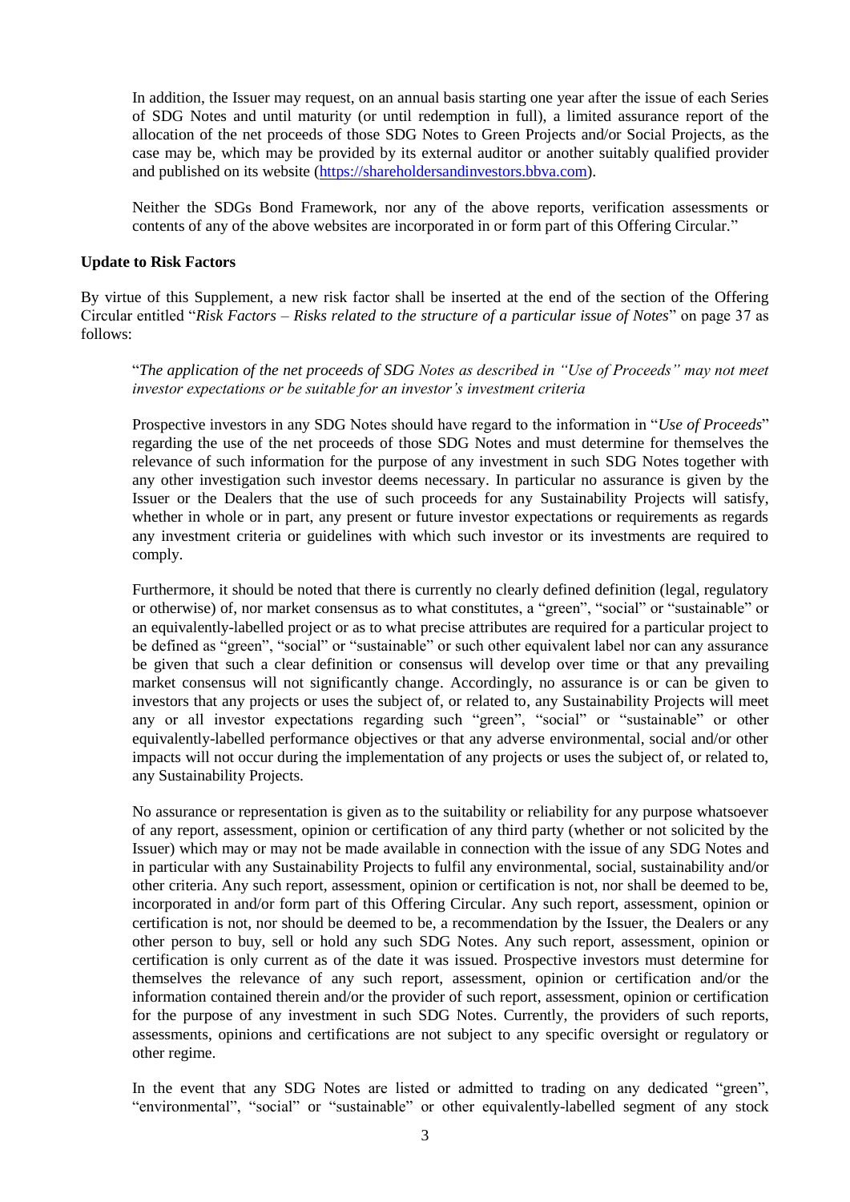In addition, the Issuer may request, on an annual basis starting one year after the issue of each Series of SDG Notes and until maturity (or until redemption in full), a limited assurance report of the allocation of the net proceeds of those SDG Notes to Green Projects and/or Social Projects, as the case may be, which may be provided by its external auditor or another suitably qualified provider and published on its website (https://shareholdersandinvestors.bbva.com).

Neither the SDGs Bond Framework, nor any of the above reports, verification assessments or contents of any of the above websites are incorporated in or form part of this Offering Circular."

**Update to Risk Factors**

By virtue of this Supplement, a new risk factor shall be inserted at the end of the section of the Offering Circular entitled "*Risk Factors – Risks related to the structure of a particular issue of Notes*" on page 37 as follows:

"*The application of the net proceeds of SDG Notes as described in "Use of Proceeds" may not meet investor expectations or be suitable for an investor's investment criteria*

Prospective investors in any SDG Notes should have regard to the information in "*Use of Proceeds*" regarding the use of the net proceeds of those SDG Notes and must determine for themselves the relevance of such information for the purpose of any investment in such SDG Notes together with any other investigation such investor deems necessary. In particular no assurance is given by the Issuer or the Dealers that the use of such proceeds for any Sustainability Projects will satisfy, whether in whole or in part, any present or future investor expectations or requirements as regards any investment criteria or guidelines with which such investor or its investments are required to comply.

Furthermore, it should be noted that there is currently no clearly defined definition (legal, regulatory or otherwise) of, nor market consensus as to what constitutes, a "green", "social" or "sustainable" or an equivalently-labelled project or as to what precise attributes are required for a particular project to be defined as "green", "social" or "sustainable" or such other equivalent label nor can any assurance be given that such a clear definition or consensus will develop over time or that any prevailing market consensus will not significantly change. Accordingly, no assurance is or can be given to investors that any projects or uses the subject of, or related to, any Sustainability Projects will meet any or all investor expectations regarding such "green", "social" or "sustainable" or other equivalently-labelled performance objectives or that any adverse environmental, social and/or other impacts will not occur during the implementation of any projects or uses the subject of, or related to, any Sustainability Projects.

No assurance or representation is given as to the suitability or reliability for any purpose whatsoever of any report, assessment, opinion or certification of any third party (whether or not solicited by the Issuer) which may or may not be made available in connection with the issue of any SDG Notes and in particular with any Sustainability Projects to fulfil any environmental, social, sustainability and/or other criteria. Any such report, assessment, opinion or certification is not, nor shall be deemed to be, incorporated in and/or form part of this Offering Circular. Any such report, assessment, opinion or certification is not, nor should be deemed to be, a recommendation by the Issuer, the Dealers or any other person to buy, sell or hold any such SDG Notes. Any such report, assessment, opinion or certification is only current as of the date it was issued. Prospective investors must determine for themselves the relevance of any such report, assessment, opinion or certification and/or the information contained therein and/or the provider of such report, assessment, opinion or certification for the purpose of any investment in such SDG Notes. Currently, the providers of such reports, assessments, opinions and certifications are not subject to any specific oversight or regulatory or other regime.

In the event that any SDG Notes are listed or admitted to trading on any dedicated "green", "environmental", "social" or "sustainable" or other equivalently-labelled segment of any stock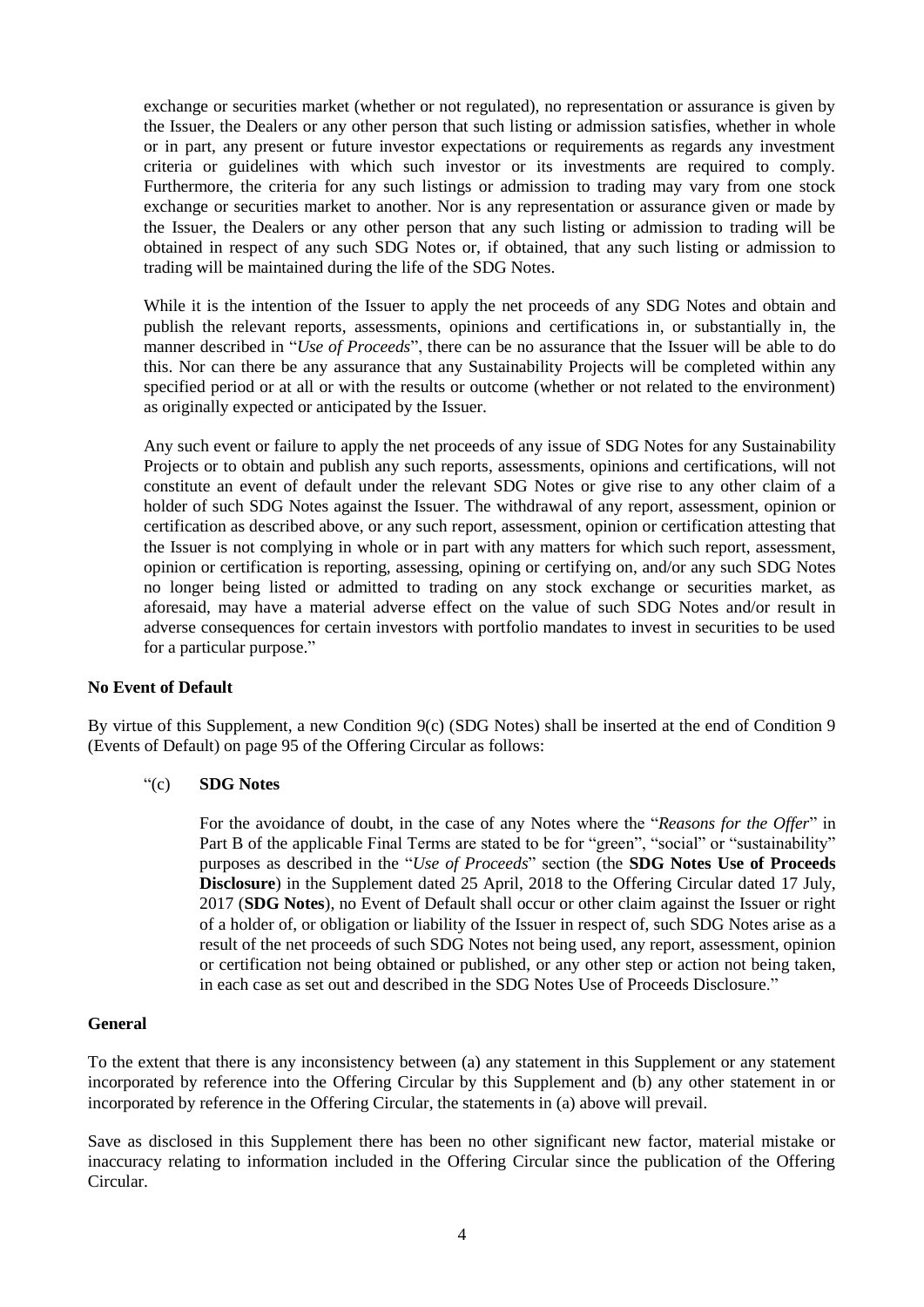exchange or securities market (whether or not regulated), no representation or assurance is given by the Issuer, the Dealers or any other person that such listing or admission satisfies, whether in whole or in part, any present or future investor expectations or requirements as regards any investment criteria or guidelines with which such investor or its investments are required to comply. Furthermore, the criteria for any such listings or admission to trading may vary from one stock exchange or securities market to another. Nor is any representation or assurance given or made by the Issuer, the Dealers or any other person that any such listing or admission to trading will be obtained in respect of any such SDG Notes or, if obtained, that any such listing or admission to trading will be maintained during the life of the SDG Notes.

While it is the intention of the Issuer to apply the net proceeds of any SDG Notes and obtain and publish the relevant reports, assessments, opinions and certifications in, or substantially in, the manner described in "*Use of Proceeds*", there can be no assurance that the Issuer will be able to do this. Nor can there be any assurance that any Sustainability Projects will be completed within any specified period or at all or with the results or outcome (whether or not related to the environment) as originally expected or anticipated by the Issuer.

Any such event or failure to apply the net proceeds of any issue of SDG Notes for any Sustainability Projects or to obtain and publish any such reports, assessments, opinions and certifications, will not constitute an event of default under the relevant SDG Notes or give rise to any other claim of a holder of such SDG Notes against the Issuer. The withdrawal of any report, assessment, opinion or certification as described above, or any such report, assessment, opinion or certification attesting that the Issuer is not complying in whole or in part with any matters for which such report, assessment, opinion or certification is reporting, assessing, opining or certifying on, and/or any such SDG Notes no longer being listed or admitted to trading on any stock exchange or securities market, as aforesaid, may have a material adverse effect on the value of such SDG Notes and/or result in adverse consequences for certain investors with portfolio mandates to invest in securities to be used for a particular purpose."

**No Event of Default**

By virtue of this Supplement, a new Condition 9(c) (SDG Notes) shall be inserted at the end of Condition 9 (Events of Default) on page 95 of the Offering Circular as follows:

"(c) **SDG Notes**

For the avoidance of doubt, in the case of any Notes where the "*Reasons for the Offer*" in Part B of the applicable Final Terms are stated to be for "green", "social" or "sustainability" purposes as described in the "*Use of Proceeds*" section (the **SDG Notes Use of Proceeds Disclosure**) in the Supplement dated 25 April, 2018 to the Offering Circular dated 17 July, 2017 (**SDG Notes**), no Event of Default shall occur or other claim against the Issuer or right of a holder of, or obligation or liability of the Issuer in respect of, such SDG Notes arise as a result of the net proceeds of such SDG Notes not being used, any report, assessment, opinion or certification not being obtained or published, or any other step or action not being taken, in each case as set out and described in the SDG Notes Use of Proceeds Disclosure."

**General**

To the extent that there is any inconsistency between (a) any statement in this Supplement or any statement incorporated by reference into the Offering Circular by this Supplement and (b) any other statement in or incorporated by reference in the Offering Circular, the statements in (a) above will prevail.

Save as disclosed in this Supplement there has been no other significant new factor, material mistake or inaccuracy relating to information included in the Offering Circular since the publication of the Offering Circular.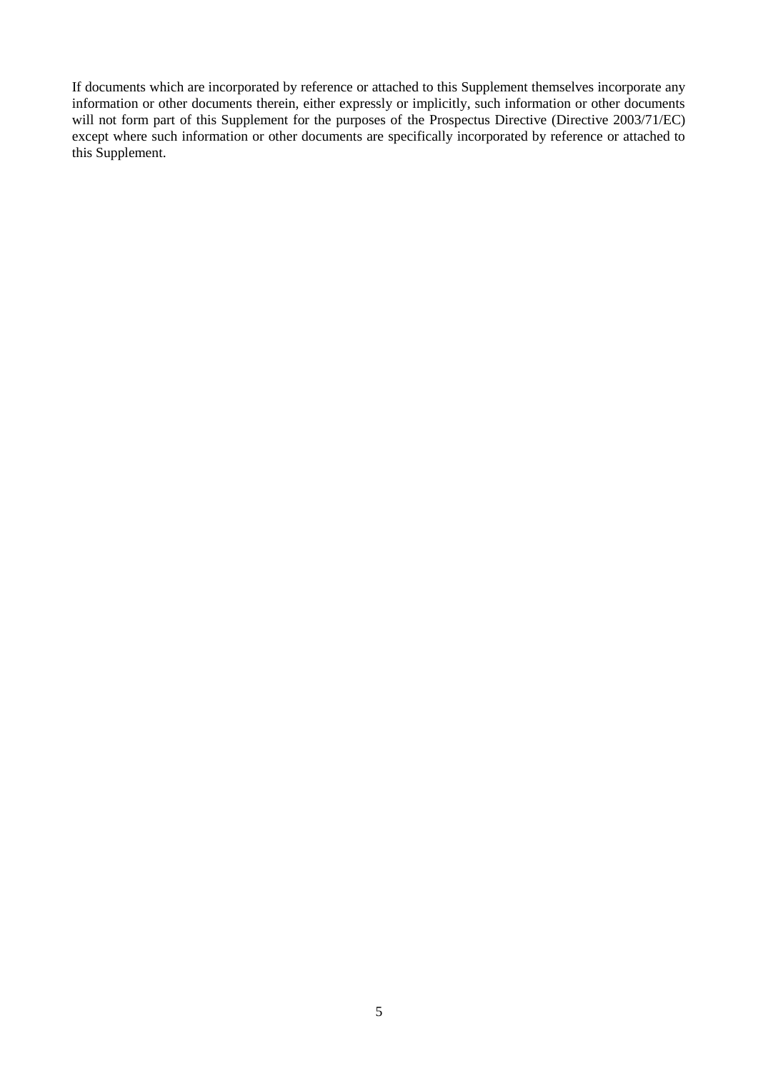If documents which are incorporated by reference or attached to this Supplement themselves incorporate any information or other documents therein, either expressly or implicitly, such information or other documents will not form part of this Supplement for the purposes of the Prospectus Directive (Directive 2003/71/EC) except where such information or other documents are specifically incorporated by reference or attached to this Supplement.